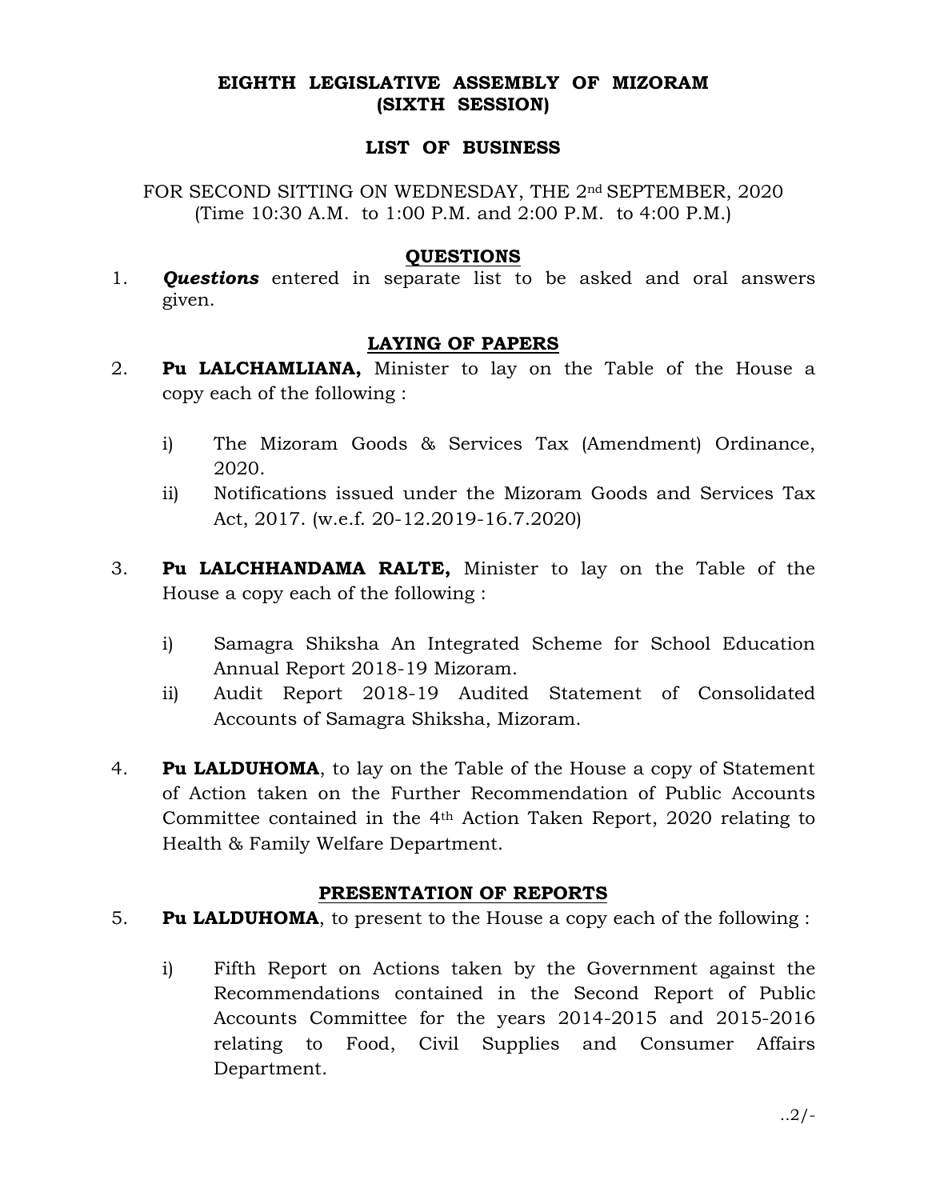**EIGHTH LEGISLATIVE ASSEMBLY OF MIZORAM**
**(SIXTH SESSION)**

**LIST OF BUSINESS**

FOR SECOND SITTING ON WEDNESDAY, THE 2nd SEPTEMBER, 2020
(Time 10:30 A.M. to 1:00 P.M. and 2:00 P.M. to 4:00 P.M.)

**QUESTIONS**

1. ***Questions*** entered in separate list to be asked and oral answers given.

**LAYING OF PAPERS**

2. **Pu LALCHAMLIANA,** Minister to lay on the Table of the House a copy each of the following :

    i) The Mizoram Goods & Services Tax (Amendment) Ordinance, 2020.
    
    ii) Notifications issued under the Mizoram Goods and Services Tax Act, 2017. (w.e.f. 20-12.2019-16.7.2020)

3. **Pu LALCHHANDAMA RALTE,** Minister to lay on the Table of the House a copy each of the following :

    i) Samagra Shiksha An Integrated Scheme for School Education Annual Report 2018-19 Mizoram.
    
    ii) Audit Report 2018-19 Audited Statement of Consolidated Accounts of Samagra Shiksha, Mizoram.

4. **Pu LALDUHOMA**, to lay on the Table of the House a copy of Statement of Action taken on the Further Recommendation of Public Accounts Committee contained in the 4th Action Taken Report, 2020 relating to Health & Family Welfare Department.

**PRESENTATION OF REPORTS**

5. **Pu LALDUHOMA**, to present to the House a copy each of the following :

    i) Fifth Report on Actions taken by the Government against the Recommendations contained in the Second Report of Public Accounts Committee for the years 2014-2015 and 2015-2016 relating to Food, Civil Supplies and Consumer Affairs Department.

..2/-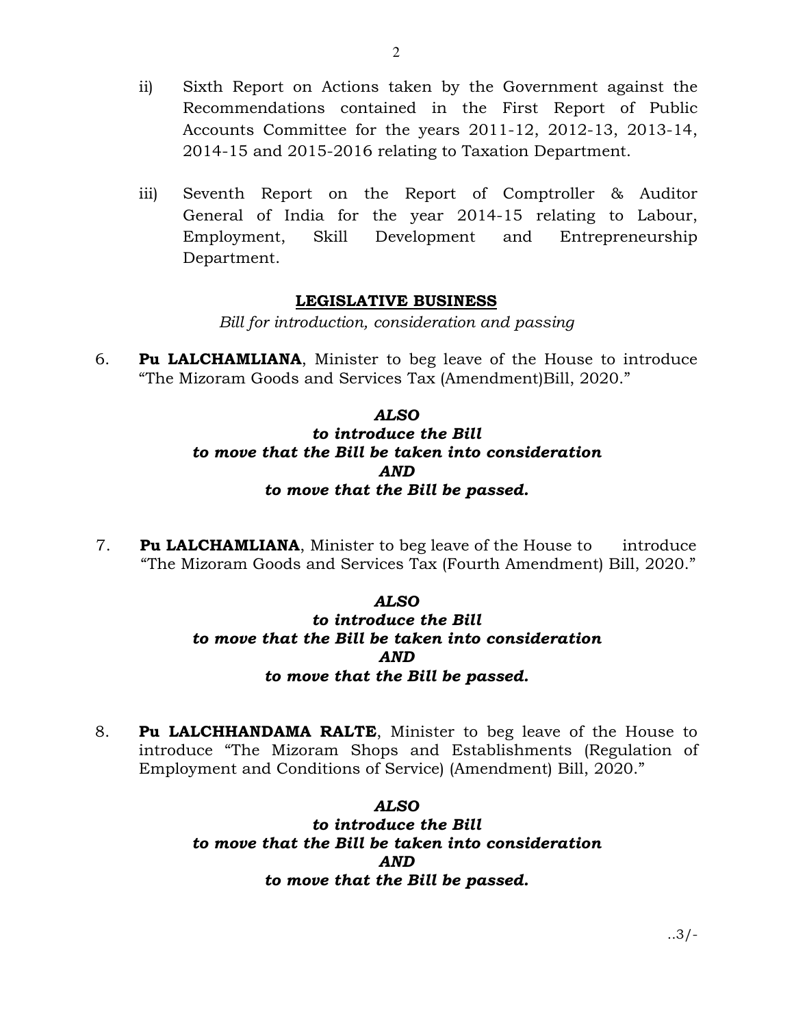ii) Sixth Report on Actions taken by the Government against the Recommendations contained in the First Report of Public Accounts Committee for the years 2011-12, 2012-13, 2013-14, 2014-15 and 2015-2016 relating to Taxation Department.

iii) Seventh Report on the Report of Comptroller & Auditor General of India for the year 2014-15 relating to Labour, Employment, Skill Development and Entrepreneurship Department.

## LEGISLATIVE BUSINESS

*Bill for introduction, consideration and passing*

6. **Pu LALCHAMLIANA**, Minister to beg leave of the House to introduce "The Mizoram Goods and Services Tax (Amendment)Bill, 2020."

***ALSO***
***to introduce the Bill***
***to move that the Bill be taken into consideration***
***AND***
***to move that the Bill be passed.***

7. **Pu LALCHAMLIANA**, Minister to beg leave of the House to introduce "The Mizoram Goods and Services Tax (Fourth Amendment) Bill, 2020."

***ALSO***
***to introduce the Bill***
***to move that the Bill be taken into consideration***
***AND***
***to move that the Bill be passed.***

8. **Pu LALCHHANDAMA RALTE**, Minister to beg leave of the House to introduce "The Mizoram Shops and Establishments (Regulation of Employment and Conditions of Service) (Amendment) Bill, 2020."

***ALSO***
***to introduce the Bill***
***to move that the Bill be taken into consideration***
***AND***
***to move that the Bill be passed.***

..3/-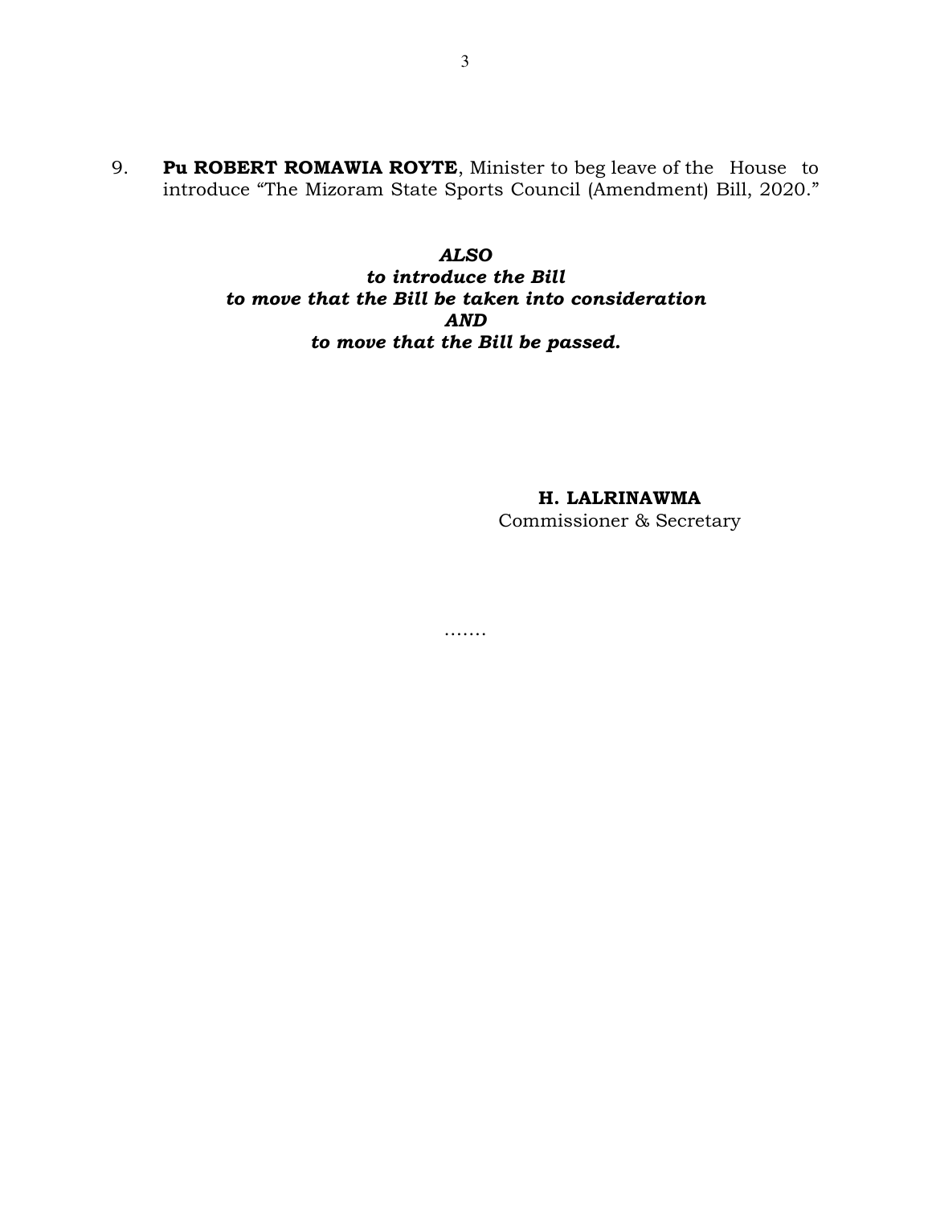9. **Pu ROBERT ROMAWIA ROYTE**, Minister to beg leave of the House to introduce "The Mizoram State Sports Council (Amendment) Bill, 2020."

***ALSO***
***to introduce the Bill***
***to move that the Bill be taken into consideration***
***AND***
***to move that the Bill be passed.***

**H. LALRINAWMA**
Commissioner & Secretary

…….